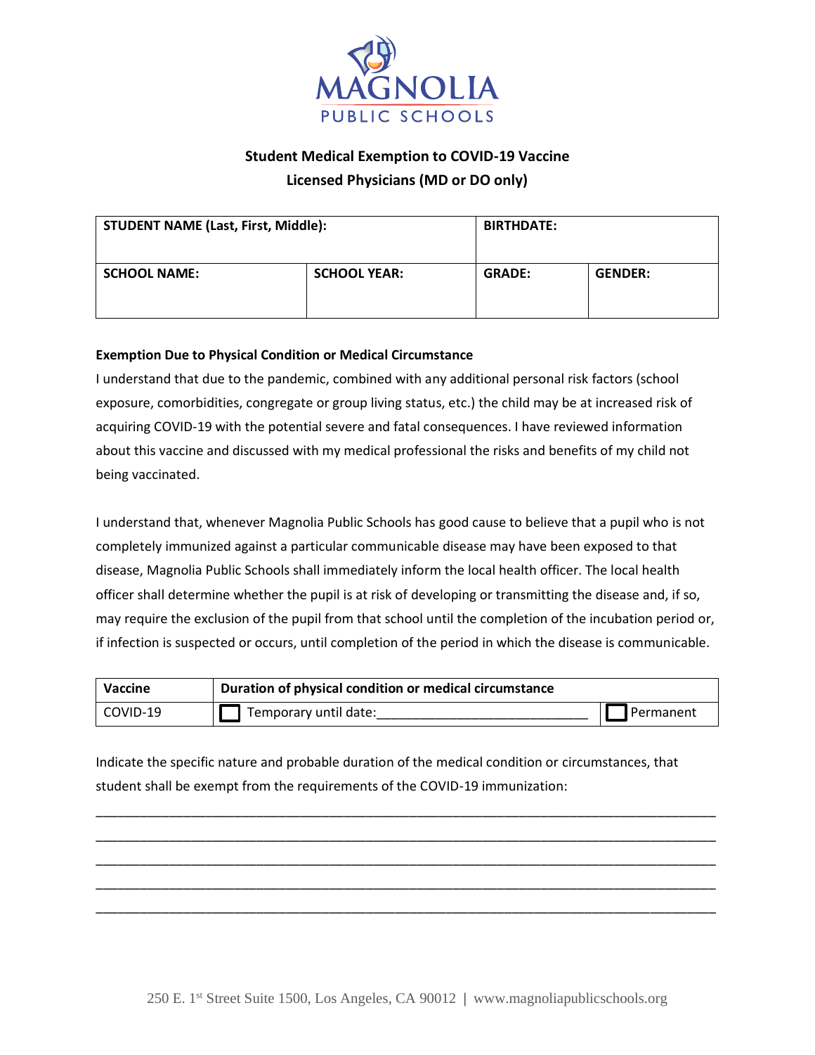MAGNOLIA
PUBLIC SCHOOLS

## Student Medical Exemption to COVID-19 Vaccine
## Licensed Physicians (MD or DO only)

| STUDENT NAME (Last, First, Middle): | | BIRTHDATE: | |
|---|---|---|---|
| **SCHOOL NAME:** | **SCHOOL YEAR:** | **GRADE:** | **GENDER:** |

**Exemption Due to Physical Condition or Medical Circumstance**

I understand that due to the pandemic, combined with any additional personal risk factors (school exposure, comorbidities, congregate or group living status, etc.) the child may be at increased risk of acquiring COVID-19 with the potential severe and fatal consequences. I have reviewed information about this vaccine and discussed with my medical professional the risks and benefits of my child not being vaccinated.

I understand that, whenever Magnolia Public Schools has good cause to believe that a pupil who is not completely immunized against a particular communicable disease may have been exposed to that disease, Magnolia Public Schools shall immediately inform the local health officer. The local health officer shall determine whether the pupil is at risk of developing or transmitting the disease and, if so, may require the exclusion of the pupil from that school until the completion of the incubation period or, if infection is suspected or occurs, until completion of the period in which the disease is communicable.

| Vaccine | Duration of physical condition or medical circumstance | |
|---|---|---|
| COVID-19 | ☐ Temporary until date:___________________________ | ☐ Permanent |

Indicate the specific nature and probable duration of the medical condition or circumstances, that student shall be exempt from the requirements of the COVID-19 immunization:

_____________________________________________________________________________________

_____________________________________________________________________________________

_____________________________________________________________________________________

_____________________________________________________________________________________

_____________________________________________________________________________________

250 E. 1st Street Suite 1500, Los Angeles, CA 90012 | www.magnoliapublicschools.org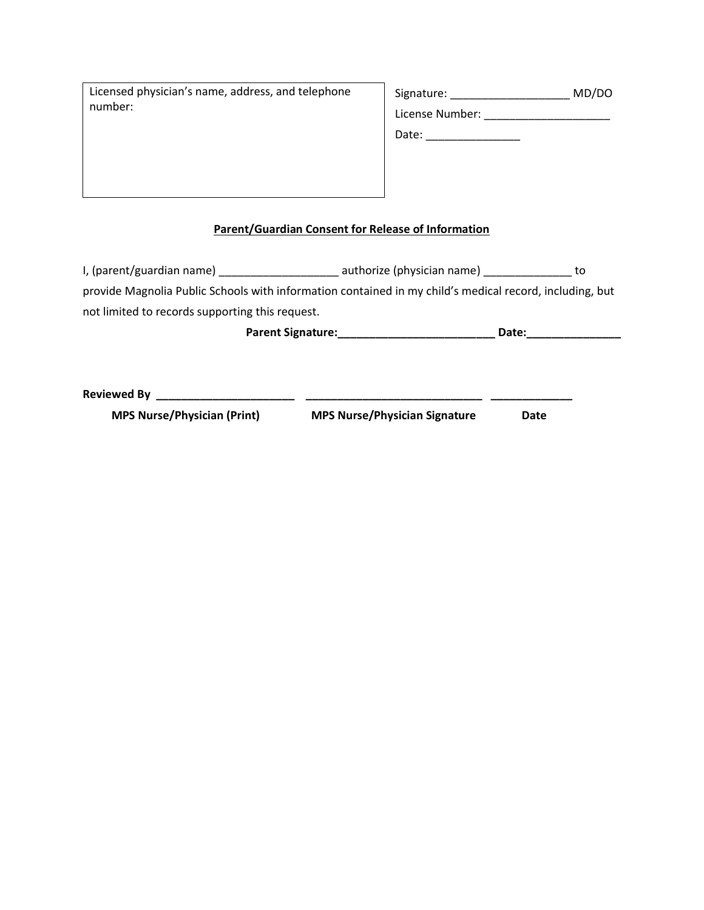| Licensed physician's name, address, and telephone number: | Signature: ___________________ MD/DO<br>License Number: ____________________<br>Date: _______________ |
|---|---|

**Parent/Guardian Consent for Release of Information**

I, (parent/guardian name) ___________________ authorize (physician name) ______________ to provide Magnolia Public Schools with information contained in my child's medical record, including, but not limited to records supporting this request.

**Parent Signature:_________________________ Date:_______________**

**Reviewed By ______________________ ____________________________ _____________**

**MPS Nurse/Physician (Print) MPS Nurse/Physician Signature Date**